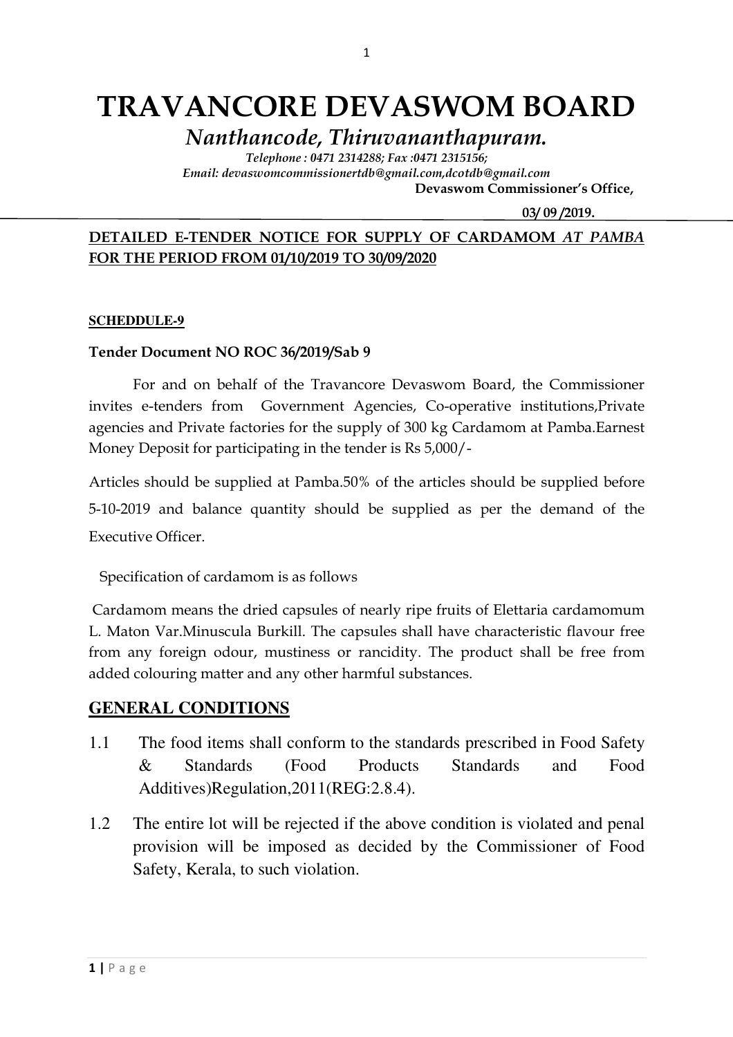# TRAVANCORE DEVASWOM BOARD

*Nanthancode, Thiruvananthapuram.*

*Telephone : 0471 2314288; Fax :0471 2315156;*
*Email: devaswomcommissionertdb@gmail.com,dcotdb@gmail.com*

**Devaswom Commissioner's Office,**

**03/ 09 /2019.**

**DETAILED E-TENDER NOTICE FOR SUPPLY OF CARDAMOM *AT PAMBA* FOR THE PERIOD FROM 01/10/2019 TO 30/09/2020**

**SCHEDDULE-9**

**Tender Document NO ROC 36/2019/Sab 9**

For and on behalf of the Travancore Devaswom Board, the Commissioner invites e-tenders from Government Agencies, Co-operative institutions,Private agencies and Private factories for the supply of 300 kg Cardamom at Pamba.Earnest Money Deposit for participating in the tender is Rs 5,000/-

Articles should be supplied at Pamba.50% of the articles should be supplied before 5-10-2019 and balance quantity should be supplied as per the demand of the Executive Officer.

Specification of cardamom is as follows

Cardamom means the dried capsules of nearly ripe fruits of Elettaria cardamomum L. Maton Var.Minuscula Burkill. The capsules shall have characteristic flavour free from any foreign odour, mustiness or rancidity. The product shall be free from added colouring matter and any other harmful substances.

## GENERAL CONDITIONS

1.1 The food items shall conform to the standards prescribed in Food Safety & Standards (Food Products Standards and Food Additives)Regulation,2011(REG:2.8.4).

1.2 The entire lot will be rejected if the above condition is violated and penal provision will be imposed as decided by the Commissioner of Food Safety, Kerala, to such violation.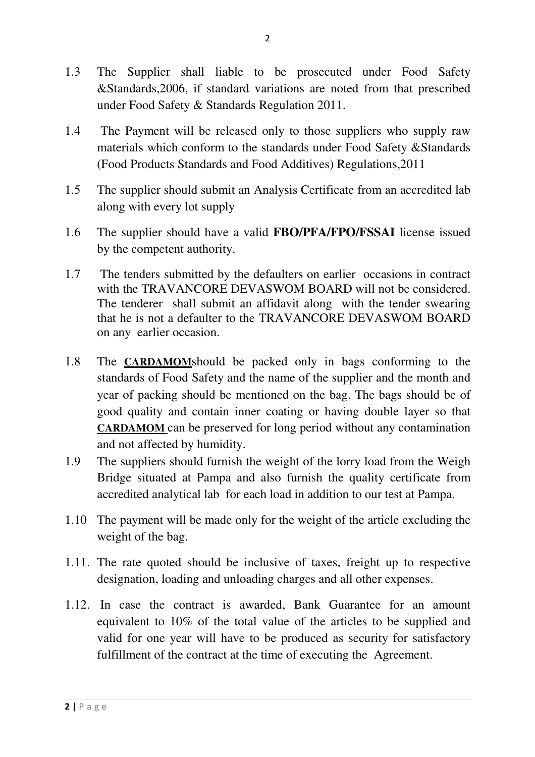1.3 The Supplier shall liable to be prosecuted under Food Safety &Standards,2006, if standard variations are noted from that prescribed under Food Safety & Standards Regulation 2011.

1.4 The Payment will be released only to those suppliers who supply raw materials which conform to the standards under Food Safety &Standards (Food Products Standards and Food Additives) Regulations,2011

1.5 The supplier should submit an Analysis Certificate from an accredited lab along with every lot supply

1.6 The supplier should have a valid **FBO/PFA/FPO/FSSAI** license issued by the competent authority.

1.7 The tenders submitted by the defaulters on earlier occasions in contract with the TRAVANCORE DEVASWOM BOARD will not be considered. The tenderer shall submit an affidavit along with the tender swearing that he is not a defaulter to the TRAVANCORE DEVASWOM BOARD on any earlier occasion.

1.8 The **CARDAMOM**should be packed only in bags conforming to the standards of Food Safety and the name of the supplier and the month and year of packing should be mentioned on the bag. The bags should be of good quality and contain inner coating or having double layer so that **CARDAMOM** can be preserved for long period without any contamination and not affected by humidity.

1.9 The suppliers should furnish the weight of the lorry load from the Weigh Bridge situated at Pampa and also furnish the quality certificate from accredited analytical lab for each load in addition to our test at Pampa.

1.10 The payment will be made only for the weight of the article excluding the weight of the bag.

1.11. The rate quoted should be inclusive of taxes, freight up to respective designation, loading and unloading charges and all other expenses.

1.12. In case the contract is awarded, Bank Guarantee for an amount equivalent to 10% of the total value of the articles to be supplied and valid for one year will have to be produced as security for satisfactory fulfillment of the contract at the time of executing the Agreement.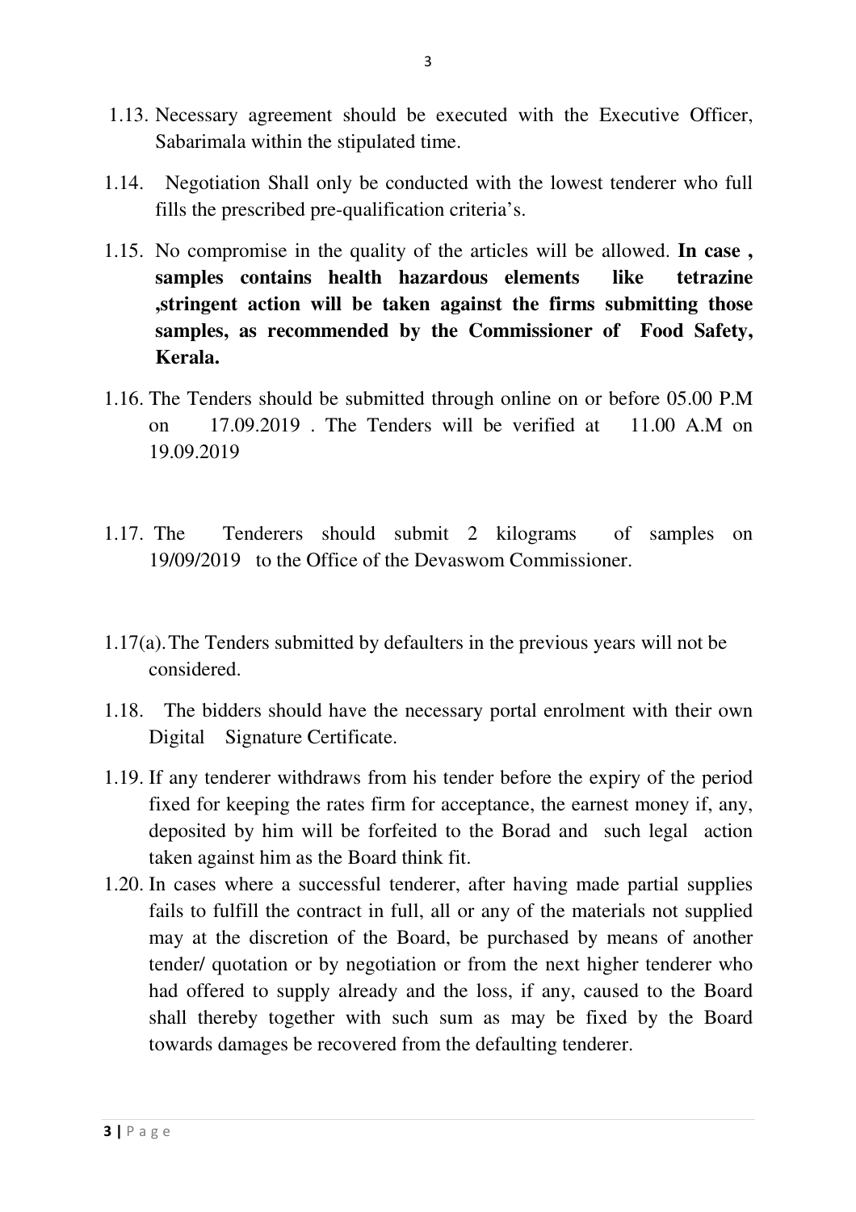1.13. Necessary agreement should be executed with the Executive Officer, Sabarimala within the stipulated time.

1.14. Negotiation Shall only be conducted with the lowest tenderer who full fills the prescribed pre-qualification criteria's.

1.15. No compromise in the quality of the articles will be allowed. **In case , samples contains health hazardous elements like tetrazine ,stringent action will be taken against the firms submitting those samples, as recommended by the Commissioner of Food Safety, Kerala.**

1.16. The Tenders should be submitted through online on or before 05.00 P.M on 17.09.2019 . The Tenders will be verified at 11.00 A.M on 19.09.2019

1.17. The Tenderers should submit 2 kilograms of samples on 19/09/2019 to the Office of the Devaswom Commissioner.

1.17(a). The Tenders submitted by defaulters in the previous years will not be considered.

1.18. The bidders should have the necessary portal enrolment with their own Digital Signature Certificate.

1.19. If any tenderer withdraws from his tender before the expiry of the period fixed for keeping the rates firm for acceptance, the earnest money if, any, deposited by him will be forfeited to the Borad and such legal action taken against him as the Board think fit.

1.20. In cases where a successful tenderer, after having made partial supplies fails to fulfill the contract in full, all or any of the materials not supplied may at the discretion of the Board, be purchased by means of another tender/ quotation or by negotiation or from the next higher tenderer who had offered to supply already and the loss, if any, caused to the Board shall thereby together with such sum as may be fixed by the Board towards damages be recovered from the defaulting tenderer.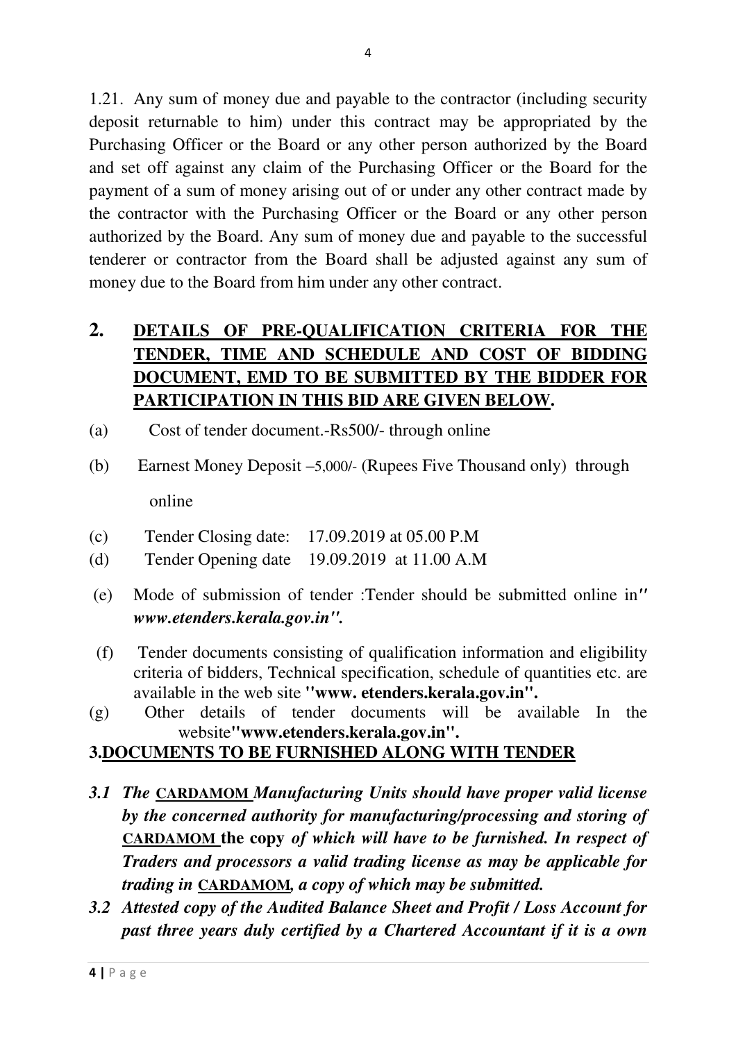1.21. Any sum of money due and payable to the contractor (including security deposit returnable to him) under this contract may be appropriated by the Purchasing Officer or the Board or any other person authorized by the Board and set off against any claim of the Purchasing Officer or the Board for the payment of a sum of money arising out of or under any other contract made by the contractor with the Purchasing Officer or the Board or any other person authorized by the Board. Any sum of money due and payable to the successful tenderer or contractor from the Board shall be adjusted against any sum of money due to the Board from him under any other contract.

## 2. DETAILS OF PRE-QUALIFICATION CRITERIA FOR THE TENDER, TIME AND SCHEDULE AND COST OF BIDDING DOCUMENT, EMD TO BE SUBMITTED BY THE BIDDER FOR PARTICIPATION IN THIS BID ARE GIVEN BELOW.

(a) Cost of tender document.-Rs500/- through online

(b) Earnest Money Deposit –5,000/- (Rupees Five Thousand only) through online

(c) Tender Closing date: 17.09.2019 at 05.00 P.M

(d) Tender Opening date 19.09.2019 at 11.00 A.M

(e) Mode of submission of tender :Tender should be submitted online in" ***www.etenders.kerala.gov.in".***

(f) Tender documents consisting of qualification information and eligibility criteria of bidders, Technical specification, schedule of quantities etc. are available in the web site **"www. etenders.kerala.gov.in".**

(g) Other details of tender documents will be available In the website**"www.etenders.kerala.gov.in".**

## 3.DOCUMENTS TO BE FURNISHED ALONG WITH TENDER

***3.1 The*** **CARDAMOM** ***Manufacturing Units should have proper valid license by the concerned authority for manufacturing/processing and storing of*** **CARDAMOM the copy** ***of which will have to be furnished. In respect of Traders and processors a valid trading license as may be applicable for trading in*** **CARDAMOM*****, a copy of which may be submitted.***

***3.2 Attested copy of the Audited Balance Sheet and Profit / Loss Account for past three years duly certified by a Chartered Accountant if it is a own***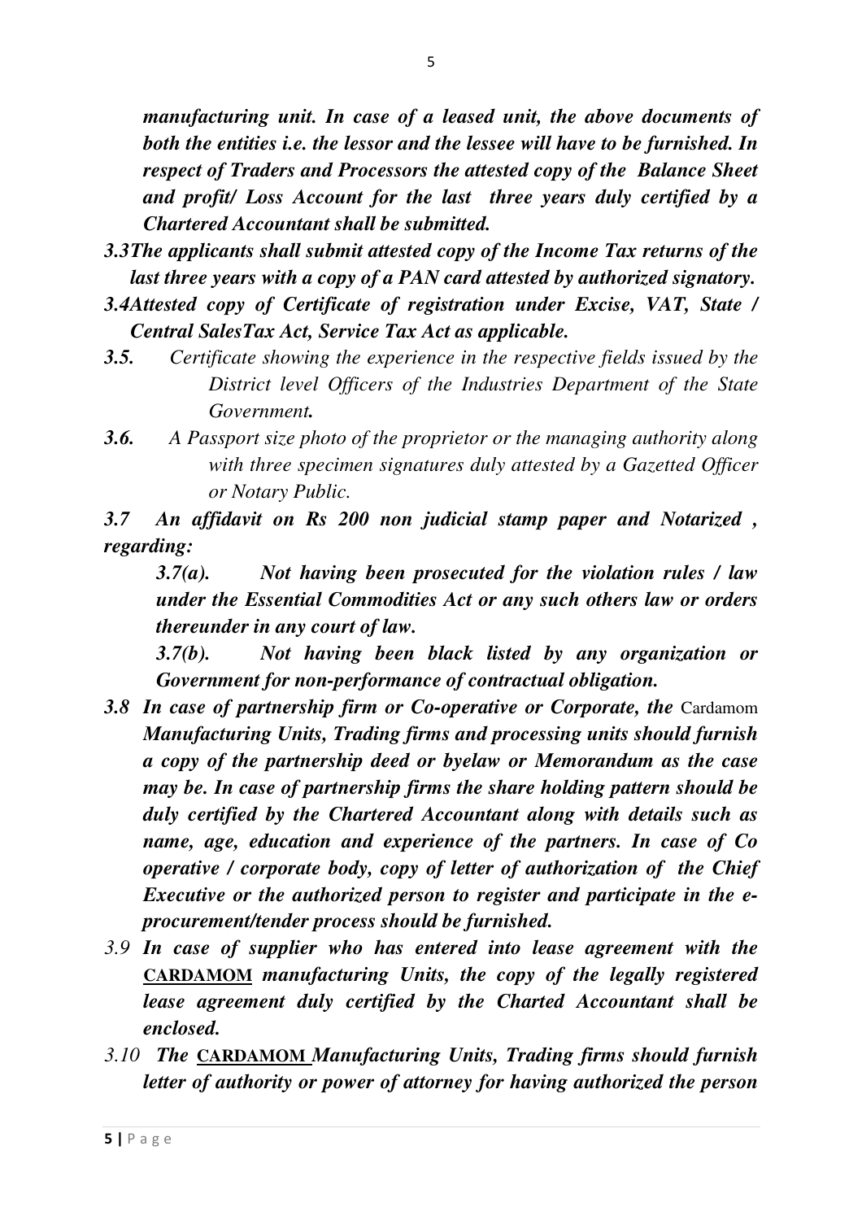***manufacturing unit. In case of a leased unit, the above documents of both the entities i.e. the lessor and the lessee will have to be furnished. In respect of Traders and Processors the attested copy of the Balance Sheet and profit/ Loss Account for the last three years duly certified by a Chartered Accountant shall be submitted.***

***3.3The applicants shall submit attested copy of the Income Tax returns of the last three years with a copy of a PAN card attested by authorized signatory.***

***3.4Attested copy of Certificate of registration under Excise, VAT, State / Central SalesTax Act, Service Tax Act as applicable.***

***3.5.*** *Certificate showing the experience in the respective fields issued by the District level Officers of the Industries Department of the State Government.*

***3.6.*** *A Passport size photo of the proprietor or the managing authority along with three specimen signatures duly attested by a Gazetted Officer or Notary Public.*

***3.7 An affidavit on Rs 200 non judicial stamp paper and Notarized , regarding:***

***3.7(a). Not having been prosecuted for the violation rules / law under the Essential Commodities Act or any such others law or orders thereunder in any court of law.***

***3.7(b). Not having been black listed by any organization or Government for non-performance of contractual obligation.***

***3.8 In case of partnership firm or Co-operative or Corporate, the*** Cardamom ***Manufacturing Units, Trading firms and processing units should furnish a copy of the partnership deed or byelaw or Memorandum as the case may be. In case of partnership firms the share holding pattern should be duly certified by the Chartered Accountant along with details such as name, age, education and experience of the partners. In case of Co operative / corporate body, copy of letter of authorization of the Chief Executive or the authorized person to register and participate in the e-procurement/tender process should be furnished.***

*3.9* ***In case of supplier who has entered into lease agreement with the*** **CARDAMOM** ***manufacturing Units, the copy of the legally registered lease agreement duly certified by the Charted Accountant shall be enclosed.***

*3.10* ***The*** **CARDAMOM** ***Manufacturing Units, Trading firms should furnish letter of authority or power of attorney for having authorized the person***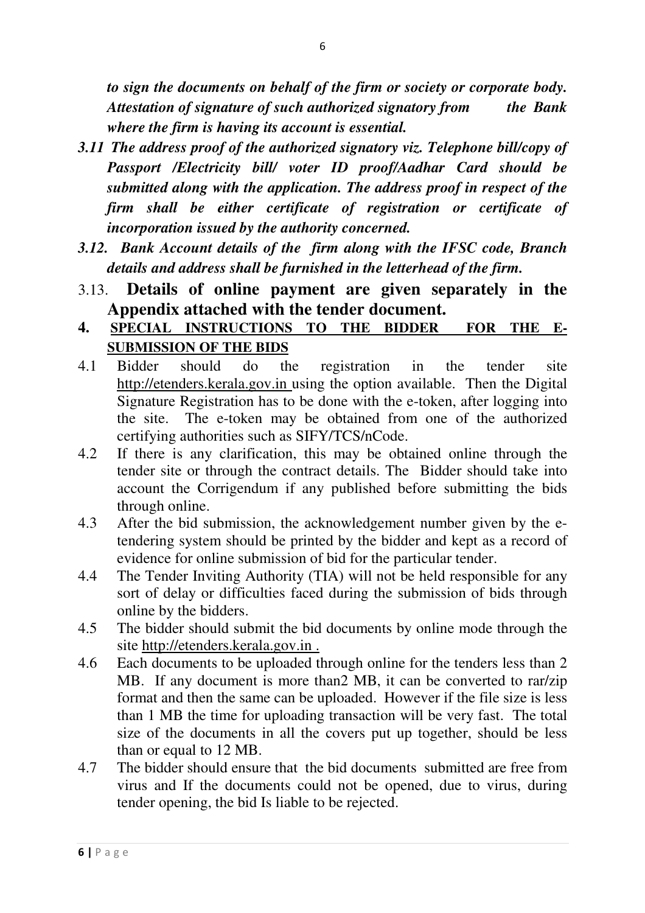***to sign the documents on behalf of the firm or society or corporate body. Attestation of signature of such authorized signatory from the Bank where the firm is having its account is essential.***

***3.11 The address proof of the authorized signatory viz. Telephone bill/copy of Passport /Electricity bill/ voter ID proof/Aadhar Card should be submitted along with the application. The address proof in respect of the firm shall be either certificate of registration or certificate of incorporation issued by the authority concerned.***

***3.12. Bank Account details of the firm along with the IFSC code, Branch details and address shall be furnished in the letterhead of the firm.***

3.13. **Details of online payment are given separately in the Appendix attached with the tender document.**

**4. <u>SPECIAL INSTRUCTIONS TO THE BIDDER FOR THE E-SUBMISSION OF THE BIDS</u>**

4.1 Bidder should do the registration in the tender site http://etenders.kerala.gov.in using the option available. Then the Digital Signature Registration has to be done with the e-token, after logging into the site. The e-token may be obtained from one of the authorized certifying authorities such as SIFY/TCS/nCode.

4.2 If there is any clarification, this may be obtained online through the tender site or through the contract details. The Bidder should take into account the Corrigendum if any published before submitting the bids through online.

4.3 After the bid submission, the acknowledgement number given by the e-tendering system should be printed by the bidder and kept as a record of evidence for online submission of bid for the particular tender.

4.4 The Tender Inviting Authority (TIA) will not be held responsible for any sort of delay or difficulties faced during the submission of bids through online by the bidders.

4.5 The bidder should submit the bid documents by online mode through the site http://etenders.kerala.gov.in .

4.6 Each documents to be uploaded through online for the tenders less than 2 MB. If any document is more than2 MB, it can be converted to rar/zip format and then the same can be uploaded. However if the file size is less than 1 MB the time for uploading transaction will be very fast. The total size of the documents in all the covers put up together, should be less than or equal to 12 MB.

4.7 The bidder should ensure that the bid documents submitted are free from virus and If the documents could not be opened, due to virus, during tender opening, the bid Is liable to be rejected.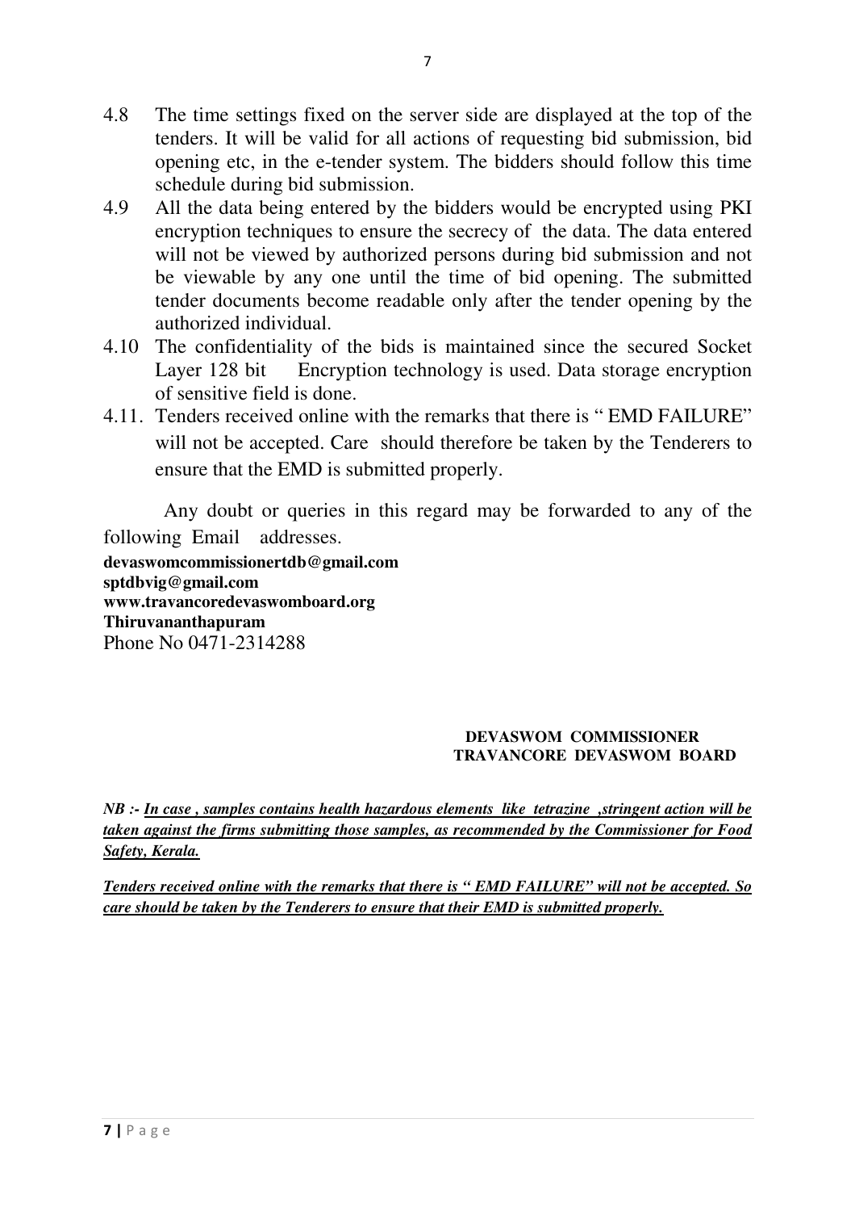4.8 The time settings fixed on the server side are displayed at the top of the tenders. It will be valid for all actions of requesting bid submission, bid opening etc, in the e-tender system. The bidders should follow this time schedule during bid submission.

4.9 All the data being entered by the bidders would be encrypted using PKI encryption techniques to ensure the secrecy of the data. The data entered will not be viewed by authorized persons during bid submission and not be viewable by any one until the time of bid opening. The submitted tender documents become readable only after the tender opening by the authorized individual.

4.10 The confidentiality of the bids is maintained since the secured Socket Layer 128 bit Encryption technology is used. Data storage encryption of sensitive field is done.

4.11. Tenders received online with the remarks that there is " EMD FAILURE" will not be accepted. Care should therefore be taken by the Tenderers to ensure that the EMD is submitted properly.

Any doubt or queries in this regard may be forwarded to any of the following Email addresses.

**devaswomcommissionertdb@gmail.com**
**sptdbvig@gmail.com**
**www.travancoredevaswomboard.org**
**Thiruvananthapuram**
Phone No 0471-2314288

**DEVASWOM COMMISSIONER**
**TRAVANCORE DEVASWOM BOARD**

***NB :-*** ***<u>In case , samples contains health hazardous elements like tetrazine ,stringent action will be taken against the firms submitting those samples, as recommended by the Commissioner for Food Safety, Kerala.</u>***

***<u>Tenders received online with the remarks that there is " EMD FAILURE" will not be accepted. So care should be taken by the Tenderers to ensure that their EMD is submitted properly.</u>***